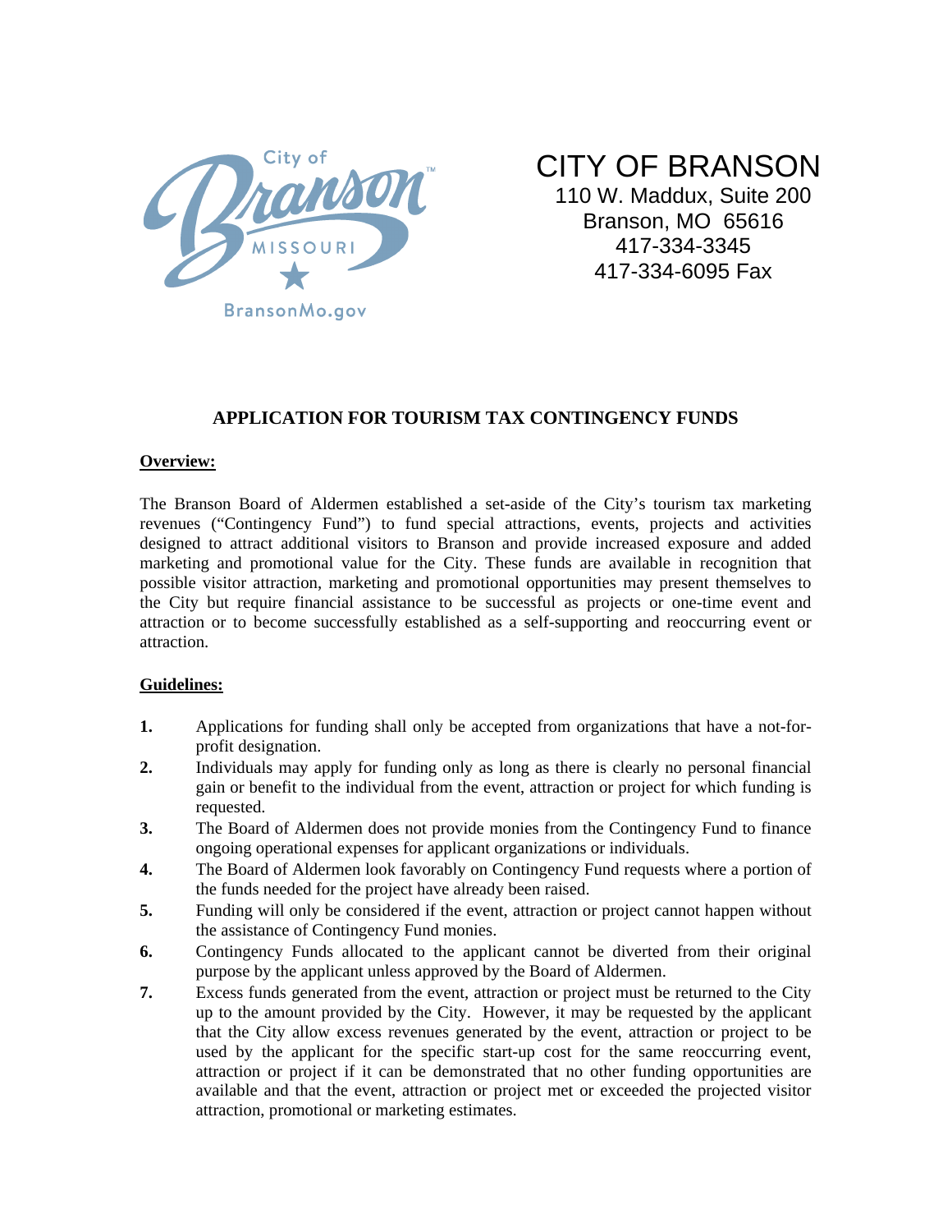City of Branson MISSOURI BransonMo.gov

# CITY OF BRANSON

110 W. Maddux, Suite 200
Branson, MO 65616
417-334-3345
417-334-6095 Fax

## APPLICATION FOR TOURISM TAX CONTINGENCY FUNDS

**Overview:**

The Branson Board of Aldermen established a set-aside of the City's tourism tax marketing revenues ("Contingency Fund") to fund special attractions, events, projects and activities designed to attract additional visitors to Branson and provide increased exposure and added marketing and promotional value for the City. These funds are available in recognition that possible visitor attraction, marketing and promotional opportunities may present themselves to the City but require financial assistance to be successful as projects or one-time event and attraction or to become successfully established as a self-supporting and reoccurring event or attraction.

**Guidelines:**

1. Applications for funding shall only be accepted from organizations that have a not-for-profit designation.
2. Individuals may apply for funding only as long as there is clearly no personal financial gain or benefit to the individual from the event, attraction or project for which funding is requested.
3. The Board of Aldermen does not provide monies from the Contingency Fund to finance ongoing operational expenses for applicant organizations or individuals.
4. The Board of Aldermen look favorably on Contingency Fund requests where a portion of the funds needed for the project have already been raised.
5. Funding will only be considered if the event, attraction or project cannot happen without the assistance of Contingency Fund monies.
6. Contingency Funds allocated to the applicant cannot be diverted from their original purpose by the applicant unless approved by the Board of Aldermen.
7. Excess funds generated from the event, attraction or project must be returned to the City up to the amount provided by the City. However, it may be requested by the applicant that the City allow excess revenues generated by the event, attraction or project to be used by the applicant for the specific start-up cost for the same reoccurring event, attraction or project if it can be demonstrated that no other funding opportunities are available and that the event, attraction or project met or exceeded the projected visitor attraction, promotional or marketing estimates.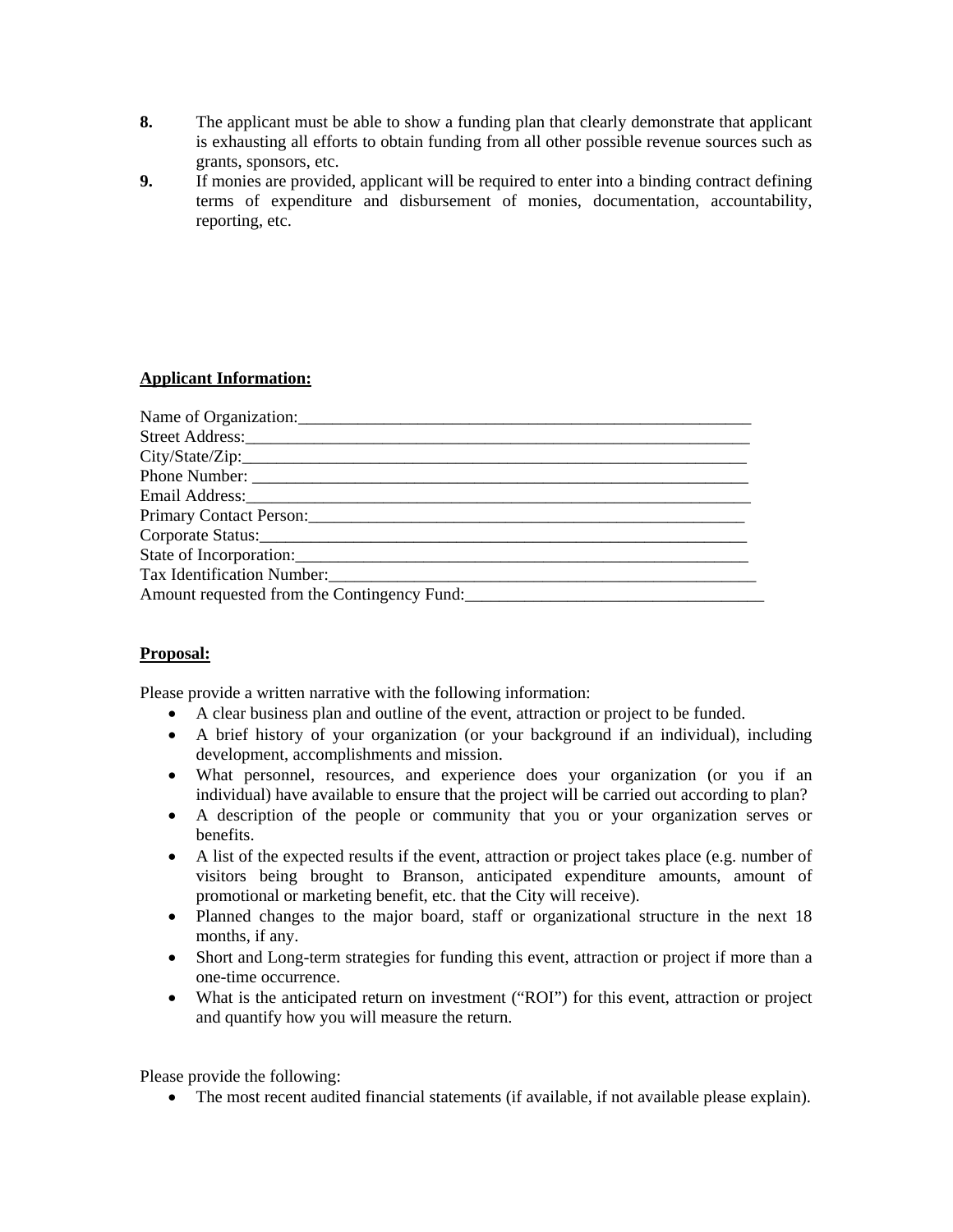**8.** The applicant must be able to show a funding plan that clearly demonstrate that applicant is exhausting all efforts to obtain funding from all other possible revenue sources such as grants, sponsors, etc.

**9.** If monies are provided, applicant will be required to enter into a binding contract defining terms of expenditure and disbursement of monies, documentation, accountability, reporting, etc.

**Applicant Information:**

Name of Organization:_______________________________________________________

Street Address:______________________________________________________________

City/State/Zip:______________________________________________________________

Phone Number: ______________________________________________________________

Email Address:______________________________________________________________

Primary Contact Person:_____________________________________________________

Corporate Status:___________________________________________________________

State of Incorporation:_____________________________________________________

Tax Identification Number:__________________________________________________

Amount requested from the Contingency Fund:__________________________________

**Proposal:**

Please provide a written narrative with the following information:

- A clear business plan and outline of the event, attraction or project to be funded.
- A brief history of your organization (or your background if an individual), including development, accomplishments and mission.
- What personnel, resources, and experience does your organization (or you if an individual) have available to ensure that the project will be carried out according to plan?
- A description of the people or community that you or your organization serves or benefits.
- A list of the expected results if the event, attraction or project takes place (e.g. number of visitors being brought to Branson, anticipated expenditure amounts, amount of promotional or marketing benefit, etc. that the City will receive).
- Planned changes to the major board, staff or organizational structure in the next 18 months, if any.
- Short and Long-term strategies for funding this event, attraction or project if more than a one-time occurrence.
- What is the anticipated return on investment ("ROI") for this event, attraction or project and quantify how you will measure the return.

Please provide the following:

- The most recent audited financial statements (if available, if not available please explain).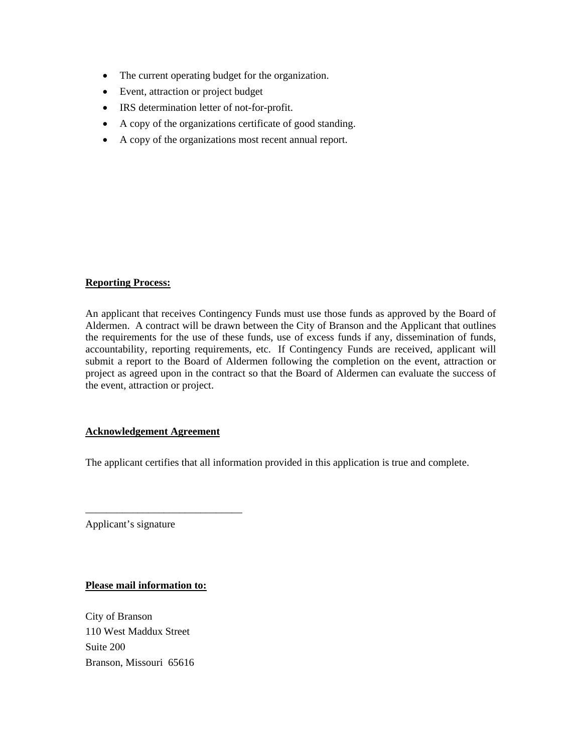- The current operating budget for the organization.
- Event, attraction or project budget
- IRS determination letter of not-for-profit.
- A copy of the organizations certificate of good standing.
- A copy of the organizations most recent annual report.

**Reporting Process:**

An applicant that receives Contingency Funds must use those funds as approved by the Board of Aldermen. A contract will be drawn between the City of Branson and the Applicant that outlines the requirements for the use of these funds, use of excess funds if any, dissemination of funds, accountability, reporting requirements, etc. If Contingency Funds are received, applicant will submit a report to the Board of Aldermen following the completion on the event, attraction or project as agreed upon in the contract so that the Board of Aldermen can evaluate the success of the event, attraction or project.

**Acknowledgement Agreement**

The applicant certifies that all information provided in this application is true and complete.

______________________________

Applicant's signature

**Please mail information to:**

City of Branson
110 West Maddux Street
Suite 200
Branson, Missouri 65616